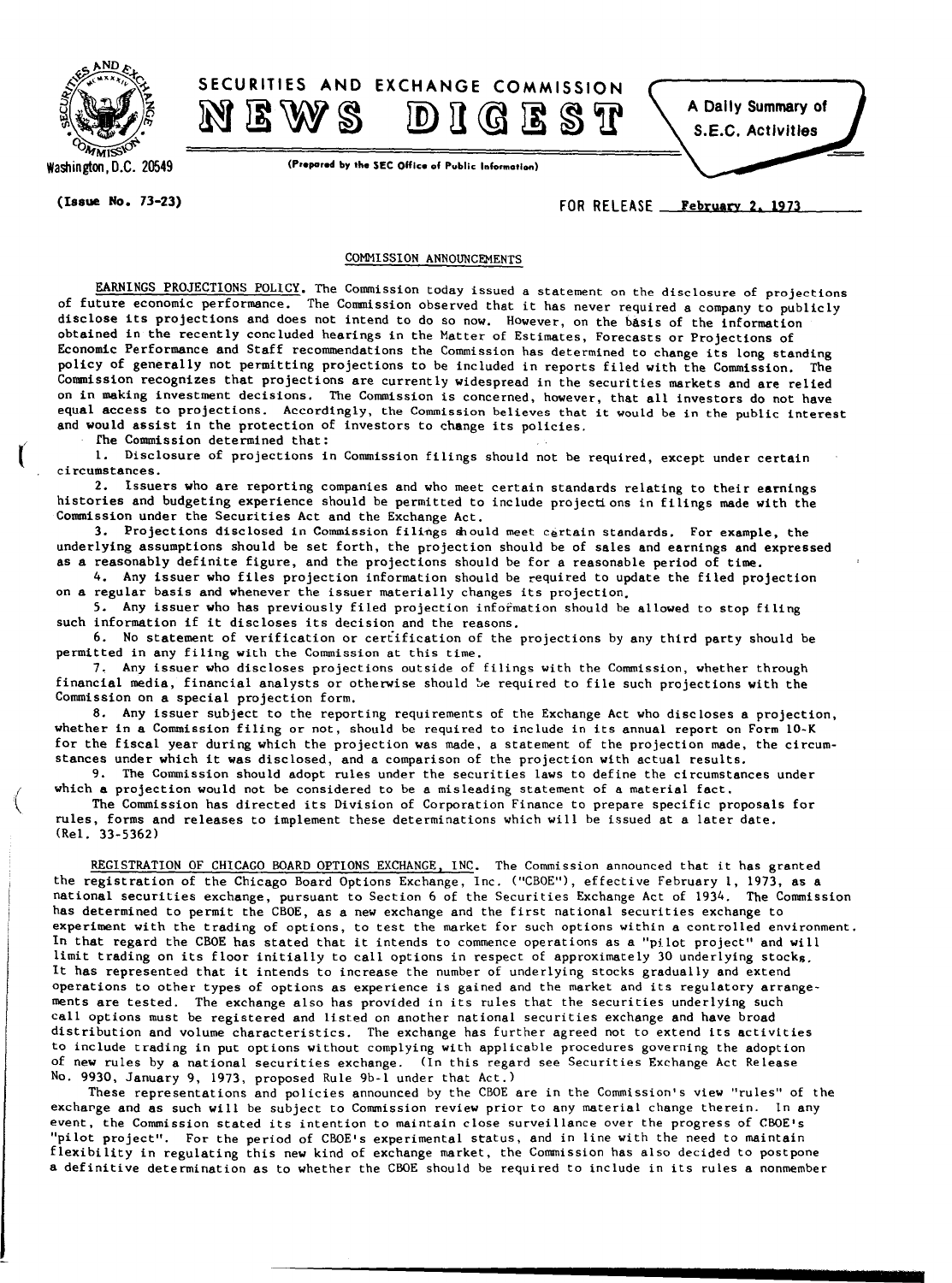# SECURITIES AND EXCHANGE COMMISSION

# NEWS DIGEST

A Daily Summary of S.E.C. Activities

Washington, D.C. 20549

(Prepared by the SEC Office of Public Information)

(Issue No. 73-23) FOR RELEASE February 2, 1973

## COMMISSION ANNOUNCEMENTS

EARNINGS PROJECTIONS POLICY. The Commission today issued a statement on the disclosure of projections of future economic performance. The Commission observed that it has never required a company to publicly disclose its projections and does not intend to do so now. However, on the basis of the information obtained in the recently concluded hearings in the Matter of Estimates, Forecasts or Projections of Economic Performance and Staff recommendations the Commission has determined to change its long standing policy of generally not permitting projections to be included in reports filed with the Commission. The Commission recognizes that projections are currently widespread in the securities markets and are relied on in making investment decisions. The Commission is concerned, however, that all investors do not have equal access to projections. Accordingly, the Commission believes that it would be in the public interest and would assist in the protection of investors to change its policies.

The Commission determined that:

1. Disclosure of projections in Commission filings should not be required, except under certain circumstances.
2. Issuers who are reporting companies and who meet certain standards relating to their earnings histories and budgeting experience should be permitted to include projections in filings made with the Commission under the Securities Act and the Exchange Act.
3. Projections disclosed in Commission filings should meet certain standards. For example, the underlying assumptions should be set forth, the projection should be of sales and earnings and expressed as a reasonably definite figure, and the projections should be for a reasonable period of time.
4. Any issuer who files projection information should be required to update the filed projection on a regular basis and whenever the issuer materially changes its projection.
5. Any issuer who has previously filed projection information should be allowed to stop filing such information if it discloses its decision and the reasons.
6. No statement of verification or certification of the projections by any third party should be permitted in any filing with the Commission at this time.
7. Any issuer who discloses projections outside of filings with the Commission, whether through financial media, financial analysts or otherwise should be required to file such projections with the Commission on a special projection form.
8. Any issuer subject to the reporting requirements of the Exchange Act who discloses a projection, whether in a Commission filing or not, should be required to include in its annual report on Form 10-K for the fiscal year during which the projection was made, a statement of the projection made, the circumstances under which it was disclosed, and a comparison of the projection with actual results.
9. The Commission should adopt rules under the securities laws to define the circumstances under which a projection would not be considered to be a misleading statement of a material fact.

The Commission has directed its Division of Corporation Finance to prepare specific proposals for rules, forms and releases to implement these determinations which will be issued at a later date. (Rel. 33-5362)

REGISTRATION OF CHICAGO BOARD OPTIONS EXCHANGE, INC. The Commission announced that it has granted the registration of the Chicago Board Options Exchange, Inc. ("CBOE"), effective February 1, 1973, as a national securities exchange, pursuant to Section 6 of the Securities Exchange Act of 1934. The Commission has determined to permit the CBOE, as a new exchange and the first national securities exchange to experiment with the trading of options, to test the market for such options within a controlled environment. In that regard the CBOE has stated that it intends to commence operations as a "pilot project" and will limit trading on its floor initially to call options in respect of approximately 30 underlying stocks. It has represented that it intends to increase the number of underlying stocks gradually and extend operations to other types of options as experience is gained and the market and its regulatory arrangements are tested. The exchange also has provided in its rules that the securities underlying such call options must be registered and listed on another national securities exchange and have broad distribution and volume characteristics. The exchange has further agreed not to extend its activities to include trading in put options without complying with applicable procedures governing the adoption of new rules by a national securities exchange. (In this regard see Securities Exchange Act Release No. 9930, January 9, 1973, proposed Rule 9b-1 under that Act.)

These representations and policies announced by the CBOE are in the Commission's view "rules" of the exchange and as such will be subject to Commission review prior to any material change therein. In any event, the Commission stated its intention to maintain close surveillance over the progress of CBOE's "pilot project". For the period of CBOE's experimental status, and in line with the need to maintain flexibility in regulating this new kind of exchange market, the Commission has also decided to postpone a definitive determination as to whether the CBOE should be required to include in its rules a nonmember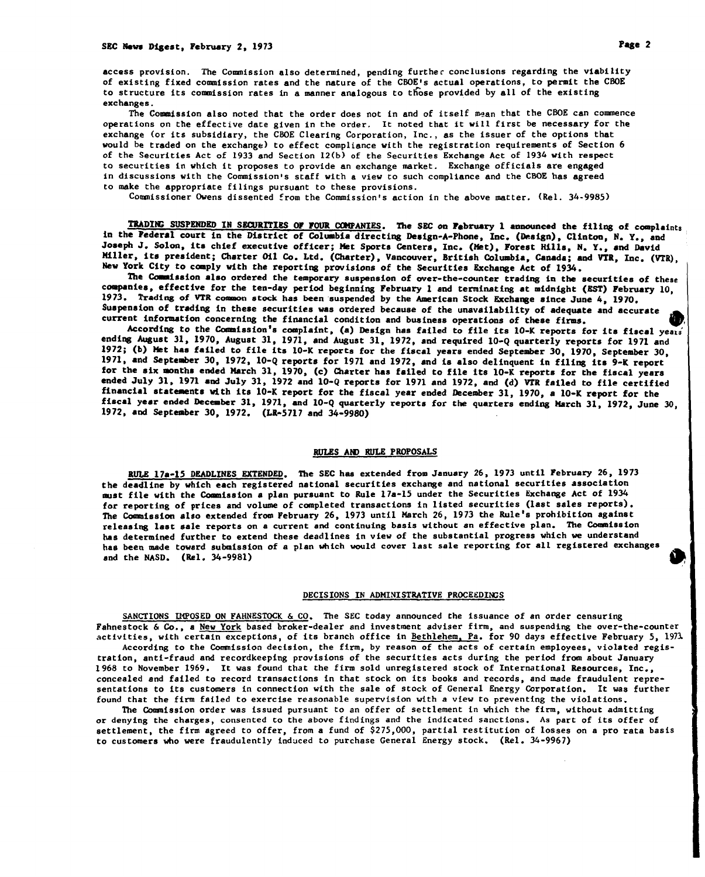access provision. The Commission also determined, pending further conclusions regarding the viability of existing fixed commission rates and the nature of the CBOE's actual operations, to permit the CBOE to structure its commission rates in a manner analogous to those provided by all of the existing exchanges.

The Commission also noted that the order does not in and of itself mean that the CBOE can commence operations on the effective date given in the order. It noted that it will first be necessary for the exchange (or its subsidiary, the CBOE Clearing Corporation, Inc., as the issuer of the options that would be traded on the exchange) to effect compliance with the registration requirements of Section 6 of the Securities Act of 1933 and Section 12(b) of the Securities Exchange Act of 1934 with respect to securities in which it proposes to provide an exchange market. Exchange officials are engaged in discussions with the Commission's staff with a view to such compliance and the CBOE has agreed to make the appropriate filings pursuant to these provisions.

Commissioner Owens dissented from the Commission's action in the above matter. (Rel. 34-9985)

**TRADING SUSPENDED IN SECURITIES OF FOUR COMPANIES.** The SEC on February 1 announced the filing of complaints in the Federal court in the District of Columbia directing Design-A-Phone, Inc. (Design), Clinton, N. Y., and Joseph J. Solon, its chief executive officer; Met Sports Centers, Inc. (Met), Forest Hills, N. Y., and David Miller, its president; Charter Oil Co. Ltd. (Charter), Vancouver, British Columbia, Canada; and VTR, Inc. (VTR), New York City to comply with the reporting provisions of the Securities Exchange Act of 1934.

The Commission also ordered the temporary suspension of over-the-counter trading in the securities of these companies, effective for the ten-day period beginning February 1 and terminating at midnight (EST) February 10, 1973. Trading of VTR common stock has been suspended by the American Stock Exchange since June 4, 1970. Suspension of trading in these securities was ordered because of the unavailability of adequate and accurate current information concerning the financial condition and business operations of these firms.

According to the Commission's complaint, (a) Design has failed to file its 10-K reports for its fiscal years ending August 31, 1970, August 31, 1971, and August 31, 1972, and required 10-Q quarterly reports for 1971 and 1972; (b) Met has failed to file its 10-K reports for the fiscal years ended September 30, 1970, September 30, 1971, and September 30, 1972, 10-Q reports for 1971 and 1972, and is also delinquent in filing its 9-K report for the six months ended March 31, 1970, (c) Charter has failed to file its 10-K reports for the fiscal years ended July 31, 1971 and July 31, 1972 and 10-Q reports for 1971 and 1972, and (d) VTR failed to file certified financial statements with its 10-K report for the fiscal year ended December 31, 1970, a 10-K report for the fiscal year ended December 31, 1971, and 10-Q quarterly reports for the quarters ending March 31, 1972, June 30, 1972, and September 30, 1972. (LR-5717 and 34-9980)

## RULES AND RULE PROPOSALS

**RULE 17a-15 DEADLINES EXTENDED.** The SEC has extended from January 26, 1973 until February 26, 1973 the deadline by which each registered national securities exchange and national securities association must file with the Commission a plan pursuant to Rule 17a-15 under the Securities Exchange Act of 1934 for reporting of prices and volume of completed transactions in listed securities (last sales reports). The Commission also extended from February 26, 1973 until March 26, 1973 the Rule's prohibition against releasing last sale reports on a current and continuing basis without an effective plan. The Commission has determined further to extend these deadlines in view of the substantial progress which we understand has been made toward submission of a plan which would cover last sale reporting for all registered exchanges and the NASD. (Rel. 34-9981)

## DECISIONS IN ADMINISTRATIVE PROCEEDINGS

**SANCTIONS IMPOSED ON FAHNESTOCK & CO.** The SEC today announced the issuance of an order censuring Fahnestock & Co., a New York based broker-dealer and investment adviser firm, and suspending the over-the-counter activities, with certain exceptions, of its branch office in Bethlehem, Pa. for 90 days effective February 5, 1973.

According to the Commission decision, the firm, by reason of the acts of certain employees, violated registration, anti-fraud and recordkeeping provisions of the securities acts during the period from about January 1968 to November 1969. It was found that the firm sold unregistered stock of International Resources, Inc., concealed and failed to record transactions in that stock on its books and records, and made fraudulent representations to its customers in connection with the sale of stock of General Energy Corporation. It was further found that the firm failed to exercise reasonable supervision with a view to preventing the violations.

The Commission order was issued pursuant to an offer of settlement in which the firm, without admitting or denying the charges, consented to the above findings and the indicated sanctions. As part of its offer of settlement, the firm agreed to offer, from a fund of $275,000, partial restitution of losses on a pro rata basis to customers who were fraudulently induced to purchase General Energy stock. (Rel. 34-9967)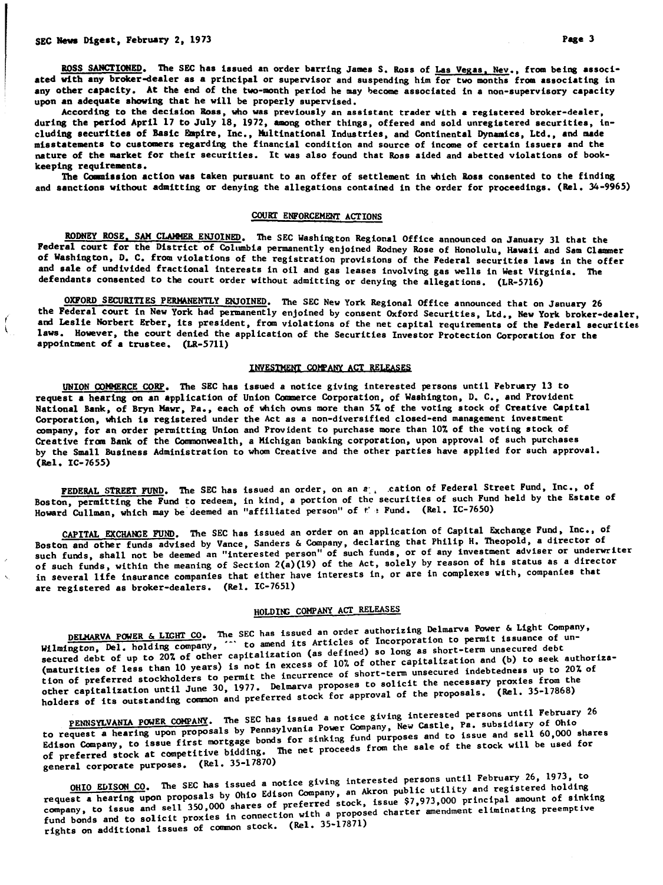**ROSS SANCTIONED.** The SEC has issued an order barring James S. Ross of Las Vegas, Nev., from being associated with any broker-dealer as a principal or supervisor and suspending him for two months from associating in any other capacity. At the end of the two-month period he may become associated in a non-supervisory capacity upon an adequate showing that he will be properly supervised.

According to the decision Ross, who was previously an assistant trader with a registered broker-dealer, during the period April 17 to July 18, 1972, among other things, offered and sold unregistered securities, including securities of Basic Empire, Inc., Multinational Industries, and Continental Dynamics, Ltd., and made misstatements to customers regarding the financial condition and source of income of certain issuers and the nature of the market for their securities. It was also found that Ross aided and abetted violations of bookkeeping requirements.

The Commission action was taken pursuant to an offer of settlement in which Ross consented to the finding and sanctions without admitting or denying the allegations contained in the order for proceedings. (Rel. 34-9965)

## COURT ENFORCEMENT ACTIONS

**RODNEY ROSE, SAM CLAMMER ENJOINED.** The SEC Washington Regional Office announced on January 31 that the Federal court for the District of Columbia permanently enjoined Rodney Rose of Honolulu, Hawaii and Sam Clammer of Washington, D. C. from violations of the registration provisions of the Federal securities laws in the offer and sale of undivided fractional interests in oil and gas leases involving gas wells in West Virginia. The defendants consented to the court order without admitting or denying the allegations. (LR-5716)

**OXFORD SECURITIES PERMANENTLY ENJOINED.** The SEC New York Regional Office announced that on January 26 the Federal court in New York had permanently enjoined by consent Oxford Securities, Ltd., New York broker-dealer, and Leslie Norbert Erber, its president, from violations of the net capital requirements of the Federal securities laws. However, the court denied the application of the Securities Investor Protection Corporation for the appointment of a trustee. (LR-5711)

## INVESTMENT COMPANY ACT RELEASES

**UNION COMMERCE CORP.** The SEC has issued a notice giving interested persons until February 13 to request a hearing on an application of Union Commerce Corporation, of Washington, D. C., and Provident National Bank, of Bryn Mawr, Pa., each of which owns more than 5% of the voting stock of Creative Capital Corporation, which is registered under the Act as a non-diversified closed-end management investment company, for an order permitting Union and Provident to purchase more than 10% of the voting stock of Creative from Bank of the Commonwealth, a Michigan banking corporation, upon approval of such purchases by the Small Business Administration to whom Creative and the other parties have applied for such approval. (Rel. IC-7655)

**FEDERAL STREET FUND.** The SEC has issued an order, on an application of Federal Street Fund, Inc., of Boston, permitting the Fund to redeem, in kind, a portion of the securities of such Fund held by the Estate of Howard Cullman, which may be deemed an "affiliated person" of the Fund. (Rel. IC-7650)

**CAPITAL EXCHANGE FUND.** The SEC has issued an order on an application of Capital Exchange Fund, Inc., of Boston and other funds advised by Vance, Sanders & Company, declaring that Philip H. Theopold, a director of such funds, shall not be deemed an "interested person" of such funds, or of any investment adviser or underwriter of such funds, within the meaning of Section 2(a)(19) of the Act, solely by reason of his status as a director in several life insurance companies that either have interests in, or are in complexes with, companies that are registered as broker-dealers. (Rel. IC-7651)

## HOLDING COMPANY ACT RELEASES

**DELMARVA POWER & LIGHT CO.** The SEC has issued an order authorizing Delmarva Power & Light Company, Wilmington, Del. holding company, (a) to amend its Articles of Incorporation to permit issuance of unsecured debt of up to 20% of other capitalization (as defined) so long as short-term unsecured debt (maturities of less than 10 years) is not in excess of 10% of other capitalization and (b) to seek authorization of preferred stockholders to permit the incurrence of short-term unsecured indebtedness up to 20% of other capitalization until June 30, 1977. Delmarva proposes to solicit the necessary proxies from the holders of its outstanding common and preferred stock for approval of the proposals. (Rel. 35-17868)

**PENNSYLVANIA POWER COMPANY.** The SEC has issued a notice giving interested persons until February 26 to request a hearing upon proposals by Pennsylvania Power Company, New Castle, Pa. subsidiary of Ohio Edison Company, to issue first mortgage bonds for sinking fund purposes and to issue and sell 60,000 shares of preferred stock at competitive bidding. The net proceeds from the sale of the stock will be used for general corporate purposes. (Rel. 35-17870)

**OHIO EDISON CO.** The SEC has issued a notice giving interested persons until February 26, 1973, to request a hearing upon proposals by Ohio Edison Company, an Akron public utility and registered holding company, to issue and sell 350,000 shares of preferred stock, issue $7,973,000 principal amount of sinking fund bonds and to solicit proxies in connection with a proposed charter amendment eliminating preemptive rights on additional issues of common stock. (Rel. 35-17871)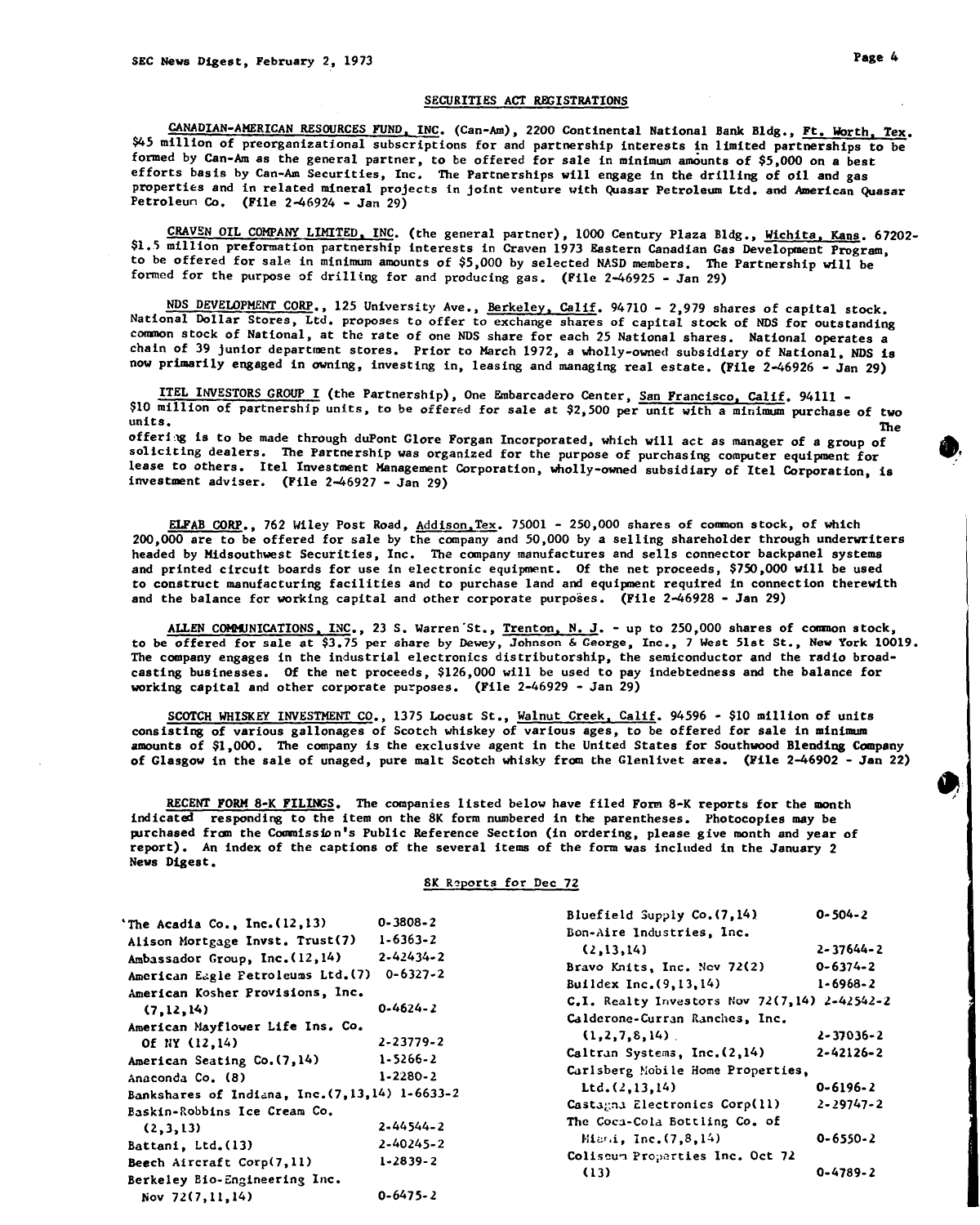## SECURITIES ACT REGISTRATIONS

CANADIAN-AMERICAN RESOURCES FUND, INC. (Can-Am), 2200 Continental National Bank Bldg., Ft. Worth, Tex. $45 million of preorganizational subscriptions for and partnership interests in limited partnerships to be formed by Can-Am as the general partner, to be offered for sale in minimum amounts of $5,000 on a best efforts basis by Can-Am Securities, Inc. The Partnerships will engage in the drilling of oil and gas properties and in related mineral projects in joint venture with Quasar Petroleum Ltd. and American Quasar Petroleum Co. (File 2-46924 - Jan 29)

CRAVEN OIL COMPANY LIMITED, INC. (the general partner), 1000 Century Plaza Bldg., Wichita, Kans. 67202- $1.5 million preformation partnership interests in Craven 1973 Eastern Canadian Gas Development Program, to be offered for sale in minimum amounts of $5,000 by selected NASD members. The Partnership will be formed for the purpose of drilling for and producing gas. (File 2-46925 - Jan 29)

NDS DEVELOPMENT CORP., 125 University Ave., Berkeley, Calif. 94710 - 2,979 shares of capital stock. National Dollar Stores, Ltd. proposes to offer to exchange shares of capital stock of NDS for outstanding common stock of National, at the rate of one NDS share for each 25 National shares. National operates a chain of 39 junior department stores. Prior to March 1972, a wholly-owned subsidiary of National, NDS is now primarily engaged in owning, investing in, leasing and managing real estate. (File 2-46926 - Jan 29)

ITEL INVESTORS GROUP I (the Partnership), One Embarcadero Center, San Francisco, Calif. 94111 - $10 million of partnership units, to be offered for sale at $2,500 per unit with a minimum purchase of two units. The offering is to be made through duPont Glore Forgan Incorporated, which will act as manager of a group of soliciting dealers. The Partnership was organized for the purpose of purchasing computer equipment for lease to others. Itel Investment Management Corporation, wholly-owned subsidiary of Itel Corporation, is investment adviser. (File 2-46927 - Jan 29)

ELFAB CORP., 762 Wiley Post Road, Addison, Tex. 75001 - 250,000 shares of common stock, of which 200,000 are to be offered for sale by the company and 50,000 by a selling shareholder through underwriters headed by Midsouthwest Securities, Inc. The company manufactures and sells connector backpanel systems and printed circuit boards for use in electronic equipment. Of the net proceeds, $750,000 will be used to construct manufacturing facilities and to purchase land and equipment required in connection therewith and the balance for working capital and other corporate purposes. (File 2-46928 - Jan 29)

ALLEN COMMUNICATIONS, INC., 23 S. Warren St., Trenton, N. J. - up to 250,000 shares of common stock, to be offered for sale at $3.75 per share by Dewey, Johnson & George, Inc., 7 West 51st St., New York 10019. The company engages in the industrial electronics distributorship, the semiconductor and the radio broadcasting businesses. Of the net proceeds, $126,000 will be used to pay indebtedness and the balance for working capital and other corporate purposes. (File 2-46929 - Jan 29)

SCOTCH WHISKEY INVESTMENT CO., 1375 Locust St., Walnut Creek, Calif. 94596 - $10 million of units consisting of various gallonages of Scotch whiskey of various ages, to be offered for sale in minimum amounts of $1,000. The company is the exclusive agent in the United States for Southwood Blending Company of Glasgow in the sale of unaged, pure malt Scotch whisky from the Glenlivet area. (File 2-46902 - Jan 22)

RECENT FORM 8-K FILINGS. The companies listed below have filed Form 8-K reports for the month indicated responding to the item on the 8K form numbered in the parentheses. Photocopies may be purchased from the Commission's Public Reference Section (in ordering, please give month and year of report). An index of the captions of the several items of the form was included in the January 2 News Digest.

### 8K Reports for Dec 72

| Company | File No. |
|---|---|
| The Acadia Co., Inc.(12,13) | 0-3808-2 |
| Alison Mortgage Invst. Trust(7) | 1-6363-2 |
| Ambassador Group, Inc.(12,14) | 2-42434-2 |
| American Eagle Petroleums Ltd.(7) | 0-6327-2 |
| American Kosher Provisions, Inc. (7,12,14) | 0-4624-2 |
| American Mayflower Life Ins. Co. Of NY (12,14) | 2-23779-2 |
| American Seating Co.(7,14) | 1-5266-2 |
| Anaconda Co. (8) | 1-2280-2 |
| Bankshares of Indiana, Inc.(7,13,14) | 1-6633-2 |
| Baskin-Robbins Ice Cream Co. (2,3,13) | 2-44544-2 |
| Battani, Ltd.(13) | 2-40245-2 |
| Beech Aircraft Corp(7,11) | 1-2839-2 |
| Berkeley Bio-Engineering Inc. Nov 72(7,11,14) | 0-6475-2 |
| Bluefield Supply Co.(7,14) | 0-504-2 |
| Bon-Aire Industries, Inc. (2,13,14) | 2-37644-2 |
| Bravo Knits, Inc. Nov 72(2) | 0-6374-2 |
| Buildex Inc.(9,13,14) | 1-6968-2 |
| C.I. Realty Investors Nov 72(7,14) | 2-42542-2 |
| Calderone-Curran Ranches, Inc. (1,2,7,8,14) | 2-37036-2 |
| Caltran Systems, Inc.(2,14) | 2-42126-2 |
| Carlsberg Mobile Home Properties, Ltd.(2,13,14) | 0-6196-2 |
| Castagna Electronics Corp(11) | 2-29747-2 |
| The Coca-Cola Bottling Co. of Miami, Inc.(7,8,14) | 0-6550-2 |
| Coliseum Properties Inc. Oct 72 (13) | 0-4789-2 |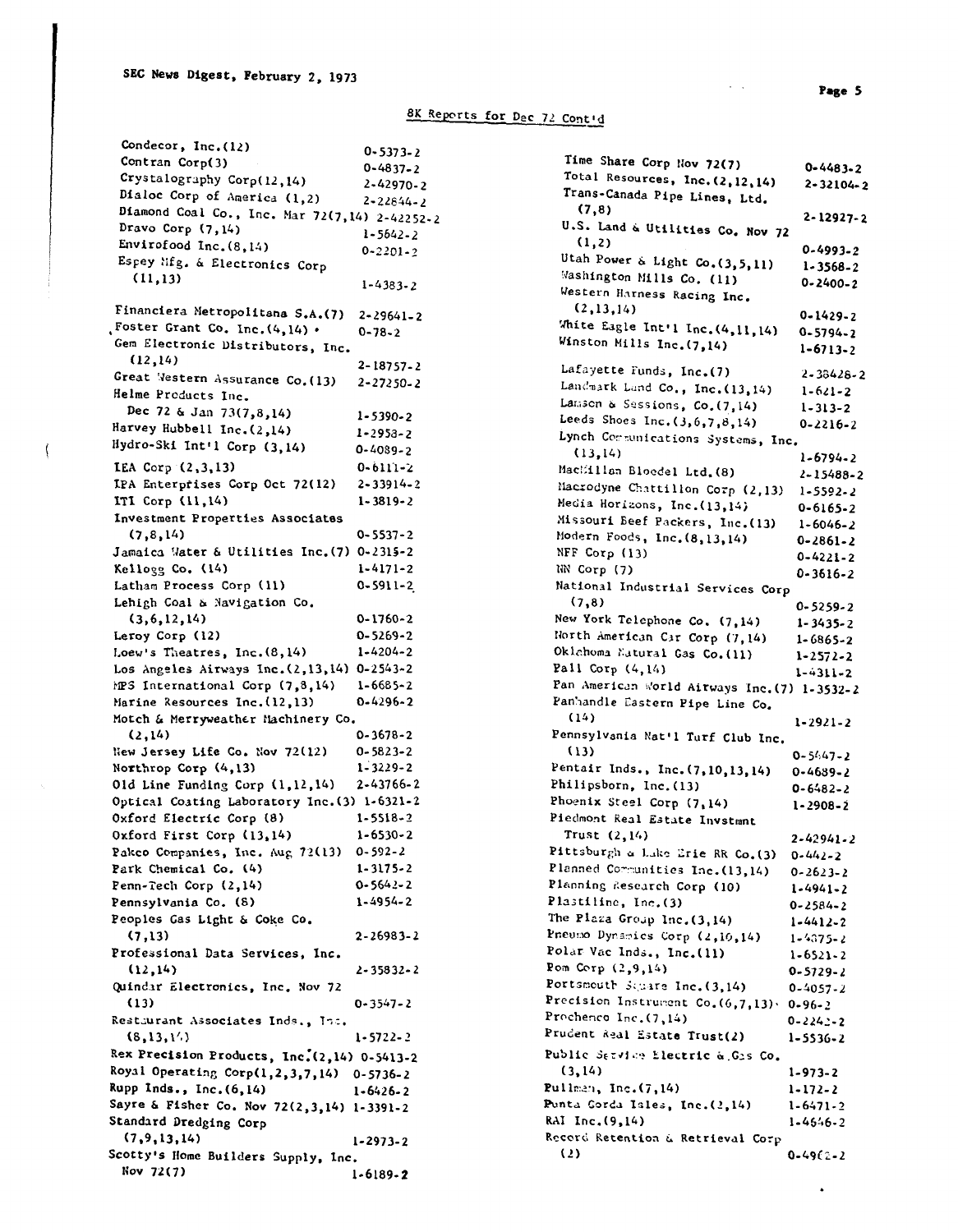## 8K Reports for Dec 72 Cont'd

| Company | File No. |
|---|---|
| Condecor, Inc.(12) | 0-5373-2 |
| Contran Corp(3) | 0-4837-2 |
| Crystalography Corp(12,14) | 2-42970-2 |
| Dialoc Corp of America (1,2) | 2-22844-2 |
| Diamond Coal Co., Inc. Mar 72(7,14) | 2-42252-2 |
| Dravo Corp (7,14) | 1-5642-2 |
| Envirofood Inc.(8,14) | 0-2201-2 |
| Espey Mfg. & Electronics Corp (11,13) | 1-4383-2 |
| Financiera Metropolitana S.A.(7) | 2-29641-2 |
| Foster Grant Co. Inc.(4,14) | 0-78-2 |
| Gem Electronic Distributors, Inc. (12,14) | 2-18757-2 |
| Great Western Assurance Co.(13) | 2-27250-2 |
| Helme Products Inc. Dec 72 & Jan 73(7,8,14) | 1-5390-2 |
| Harvey Hubbell Inc.(2,14) | 1-2958-2 |
| Hydro-Ski Int'l Corp (3,14) | 0-4089-2 |
| IEA Corp (2,3,13) | 0-6111-2 |
| IPA Enterprises Corp Oct 72(12) | 2-33914-2 |
| ITI Corp (11,14) | 1-3819-2 |
| Investment Properties Associates (7,8,14) | 0-5537-2 |
| Jamaica Water & Utilities Inc.(7) | 0-2315-2 |
| Kellogg Co. (14) | 1-4171-2 |
| Latham Process Corp (11) | 0-5911-2 |
| Lehigh Coal & Navigation Co. (3,6,12,14) | 0-1760-2 |
| Leroy Corp (12) | 0-5269-2 |
| Loew's Theatres, Inc.(8,14) | 1-4204-2 |
| Los Angeles Airways Inc.(2,13,14) | 0-2543-2 |
| MPS International Corp (7,8,14) | 1-6685-2 |
| Marine Resources Inc.(12,13) | 0-4296-2 |
| Motch & Merryweather Machinery Co. (2,14) | 0-3678-2 |
| New Jersey Life Co. Nov 72(12) | 0-5823-2 |
| Northrop Corp (4,13) | 1-3229-2 |
| Old Line Funding Corp (1,12,14) | 2-43766-2 |
| Optical Coating Laboratory Inc.(3) | 1-6321-2 |
| Oxford Electric Corp (8) | 1-5518-2 |
| Oxford First Corp (13,14) | 1-6530-2 |
| Pakco Companies, Inc. Aug 72(13) | 0-592-2 |
| Park Chemical Co. (4) | 1-3175-2 |
| Penn-Tech Corp (2,14) | 0-5642-2 |
| Pennsylvania Co. (8) | 1-4954-2 |
| Peoples Gas Light & Coke Co. (7,13) | 2-26983-2 |
| Professional Data Services, Inc. (12,14) | 2-35832-2 |
| Quindar Electronics, Inc. Nov 72 (13) | 0-3547-2 |
| Restaurant Associates Inds., Inc. (8,13,14) | 1-5722-2 |
| Rex Precision Products, Inc.(2,14) | 0-5413-2 |
| Royal Operating Corp(1,2,3,7,14) | 0-5736-2 |
| Rupp Inds., Inc.(6,14) | 1-6426-2 |
| Sayre & Fisher Co. Nov 72(2,3,14) | 1-3391-2 |
| Standard Dredging Corp (7,9,13,14) | 1-2973-2 |
| Scotty's Home Builders Supply, Inc. Nov 72(7) | 1-6189-2 |
| Time Share Corp Nov 72(7) | 0-4483-2 |
| Total Resources, Inc.(2,12,14) | 2-32104-2 |
| Trans-Canada Pipe Lines, Ltd. (7,8) | 2-12927-2 |
| U.S. Land & Utilities Co. Nov 72 (1,2) | 0-4993-2 |
| Utah Power & Light Co.(3,5,11) | 1-3568-2 |
| Washington Mills Co. (11) | 0-2400-2 |
| Western Harness Racing Inc. (2,13,14) | 0-1429-2 |
| White Eagle Int'l Inc.(4,11,14) | 0-5794-2 |
| Winston Mills Inc.(7,14) | 1-6713-2 |
| Lafayette Funds, Inc.(7) | 2-38428-2 |
| Landmark Land Co., Inc.(13,14) | 1-621-2 |
| Lamson & Sessions, Co.(7,14) | 1-313-2 |
| Leeds Shoes Inc.(3,6,7,8,14) | 0-2216-2 |
| Lynch Communications Systems, Inc. (13,14) | 1-6794-2 |
| MacMillan Bloedel Ltd.(8) | 2-15488-2 |
| Macrodyne Chattillon Corp (2,13) | 1-5592-2 |
| Media Horizons, Inc.(13,14) | 0-6165-2 |
| Missouri Beef Packers, Inc.(13) | 1-6046-2 |
| Modern Foods, Inc.(8,13,14) | 0-2861-2 |
| NFF Corp (13) | 0-4221-2 |
| NN Corp (7) | 0-3616-2 |
| National Industrial Services Corp (7,8) | 0-5259-2 |
| New York Telephone Co. (7,14) | 1-3435-2 |
| North American Car Corp (7,14) | 1-6865-2 |
| Oklahoma Natural Gas Co.(11) | 1-2572-2 |
| Pall Corp (4,14) | 1-4311-2 |
| Pan American World Airways Inc.(7) | 1-3532-2 |
| Panhandle Eastern Pipe Line Co. (14) | 1-2921-2 |
| Pennsylvania Nat'l Turf Club Inc. (13) | 0-5647-2 |
| Pentair Inds., Inc.(7,10,13,14) | 0-4689-2 |
| Philipsborn, Inc.(13) | 0-6482-2 |
| Phoenix Steel Corp (7,14) | 1-2908-2 |
| Piedmont Real Estate Invstmnt Trust (2,14) | 2-42941-2 |
| Pittsburgh & Lake Erie RR Co.(3) | 0-442-2 |
| Planned Communities Inc.(13,14) | 0-2623-2 |
| Planning Research Corp (10) | 1-4941-2 |
| Plastiline, Inc.(3) | 0-2584-2 |
| The Plaza Group Inc.(3,14) | 1-4412-2 |
| Pneumo Dynamics Corp (2,10,14) | 1-4375-2 |
| Polar Vac Inds., Inc.(11) | 1-6521-2 |
| Pom Corp (2,9,14) | 0-5729-2 |
| Portsmouth Square Inc.(3,14) | 0-4057-2 |
| Precision Instrument Co.(6,7,13) | 0-96-2 |
| Prochemco Inc.(7,14) | 0-2242-2 |
| Prudent Real Estate Trust(2) | 1-5536-2 |
| Public Service Electric & Gas Co. (3,14) | 1-973-2 |
| Pullman, Inc.(7,14) | 1-172-2 |
| Punta Gorda Isles, Inc.(2,14) | 1-6471-2 |
| RAI Inc.(9,14) | 1-4646-2 |
| Record Retention & Retrieval Corp (2) | 0-4962-2 |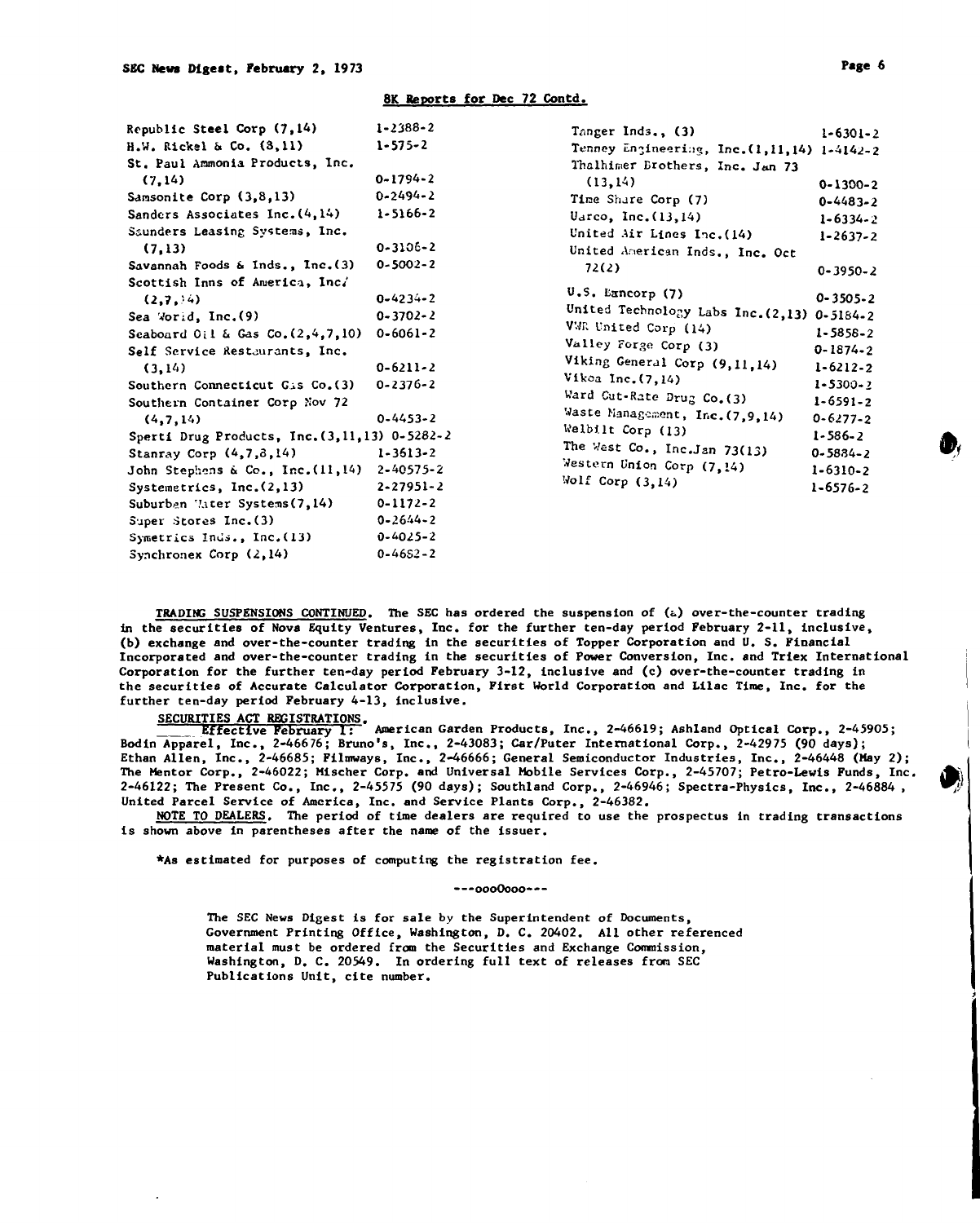## 8K Reports for Dec 72 Contd.

| | |
|---|---|
| Republic Steel Corp (7,14) | 1-2388-2 |
| H.W. Rickel & Co. (3,11) | 1-575-2 |
| St. Paul Ammonia Products, Inc. (7,14) | 0-1794-2 |
| Samsonite Corp (3,8,13) | 0-2494-2 |
| Sanders Associates Inc.(4,14) | 1-5166-2 |
| Saunders Leasing Systems, Inc. (7,13) | 0-3106-2 |
| Savannah Foods & Inds., Inc.(3) | 0-5002-2 |
| Scottish Inns of America, Inc. (2,7,14) | 0-4234-2 |
| Sea World, Inc.(9) | 0-3702-2 |
| Seaboard Oil & Gas Co.(2,4,7,10) | 0-6061-2 |
| Self Service Restaurants, Inc. (3,14) | 0-6211-2 |
| Southern Connecticut Gas Co.(3) | 0-2376-2 |
| Southern Container Corp Nov 72 (4,7,14) | 0-4453-2 |
| Sperti Drug Products, Inc.(3,11,13) | 0-5282-2 |
| Stanray Corp (4,7,8,14) | 1-3613-2 |
| John Stephens & Co., Inc.(11,14) | 2-40575-2 |
| Systemetrics, Inc.(2,13) | 2-27951-2 |
| Suburban Water Systems(7,14) | 0-1172-2 |
| Super Stores Inc.(3) | 0-2644-2 |
| Symetrics Inds., Inc.(13) | 0-4025-2 |
| Synchronex Corp (2,14) | 0-4652-2 |
| Tanger Inds., (3) | 1-6301-2 |
| Tenney Engineering, Inc.(1,11,14) | 1-4142-2 |
| Thalhimer Brothers, Inc. Jan 73 (13,14) | 0-1300-2 |
| Time Share Corp (7) | 0-4483-2 |
| Uarco, Inc.(13,14) | 1-6334-2 |
| United Air Lines Inc.(14) | 1-2637-2 |
| United American Inds., Inc. Oct 72(2) | 0-3950-2 |
| U.S. Bancorp (7) | 0-3505-2 |
| United Technology Labs Inc.(2,13) | 0-5184-2 |
| VWR United Corp (14) | 1-5858-2 |
| Valley Forge Corp (3) | 0-1874-2 |
| Viking General Corp (9,11,14) | 1-6212-2 |
| Vikoa Inc.(7,14) | 1-5300-2 |
| Ward Cut-Rate Drug Co.(3) | 1-6591-2 |
| Waste Management, Inc.(7,9,14) | 0-6277-2 |
| Welbilt Corp (13) | 1-586-2 |
| The West Co., Inc.Jan 73(13) | 0-5884-2 |
| Western Union Corp (7,14) | 1-6310-2 |
| Wolf Corp (3,14) | 1-6576-2 |

TRADING SUSPENSIONS CONTINUED. The SEC has ordered the suspension of (a) over-the-counter trading in the securities of Nova Equity Ventures, Inc. for the further ten-day period February 2-11, inclusive, (b) exchange and over-the-counter trading in the securities of Topper Corporation and U. S. Financial Incorporated and over-the-counter trading in the securities of Power Conversion, Inc. and Triex International Corporation for the further ten-day period February 3-12, inclusive and (c) over-the-counter trading in the securities of Accurate Calculator Corporation, First World Corporation and Lilac Time, Inc. for the further ten-day period February 4-13, inclusive.

SECURITIES ACT REGISTRATIONS. Effective February 1: American Garden Products, Inc., 2-46619; Ashland Optical Corp., 2-45905; Bodin Apparel, Inc., 2-46676; Bruno's, Inc., 2-43083; Car/Puter International Corp., 2-42975 (90 days); Ethan Allen, Inc., 2-46685; Filmways, Inc., 2-46666; General Semiconductor Industries, Inc., 2-46448 (May 2); The Mentor Corp., 2-46022; Mischer Corp. and Universal Mobile Services Corp., 2-45707; Petro-Lewis Funds, Inc. 2-46122; The Present Co., Inc., 2-45575 (90 days); Southland Corp., 2-46946; Spectra-Physics, Inc., 2-46884, United Parcel Service of America, Inc. and Service Plants Corp., 2-46382.

NOTE TO DEALERS. The period of time dealers are required to use the prospectus in trading transactions is shown above in parentheses after the name of the issuer.

*As estimated for purposes of computing the registration fee.

---oooOooo---

The SEC News Digest is for sale by the Superintendent of Documents, Government Printing Office, Washington, D. C. 20402. All other referenced material must be ordered from the Securities and Exchange Commission, Washington, D. C. 20549. In ordering full text of releases from SEC Publications Unit, cite number.